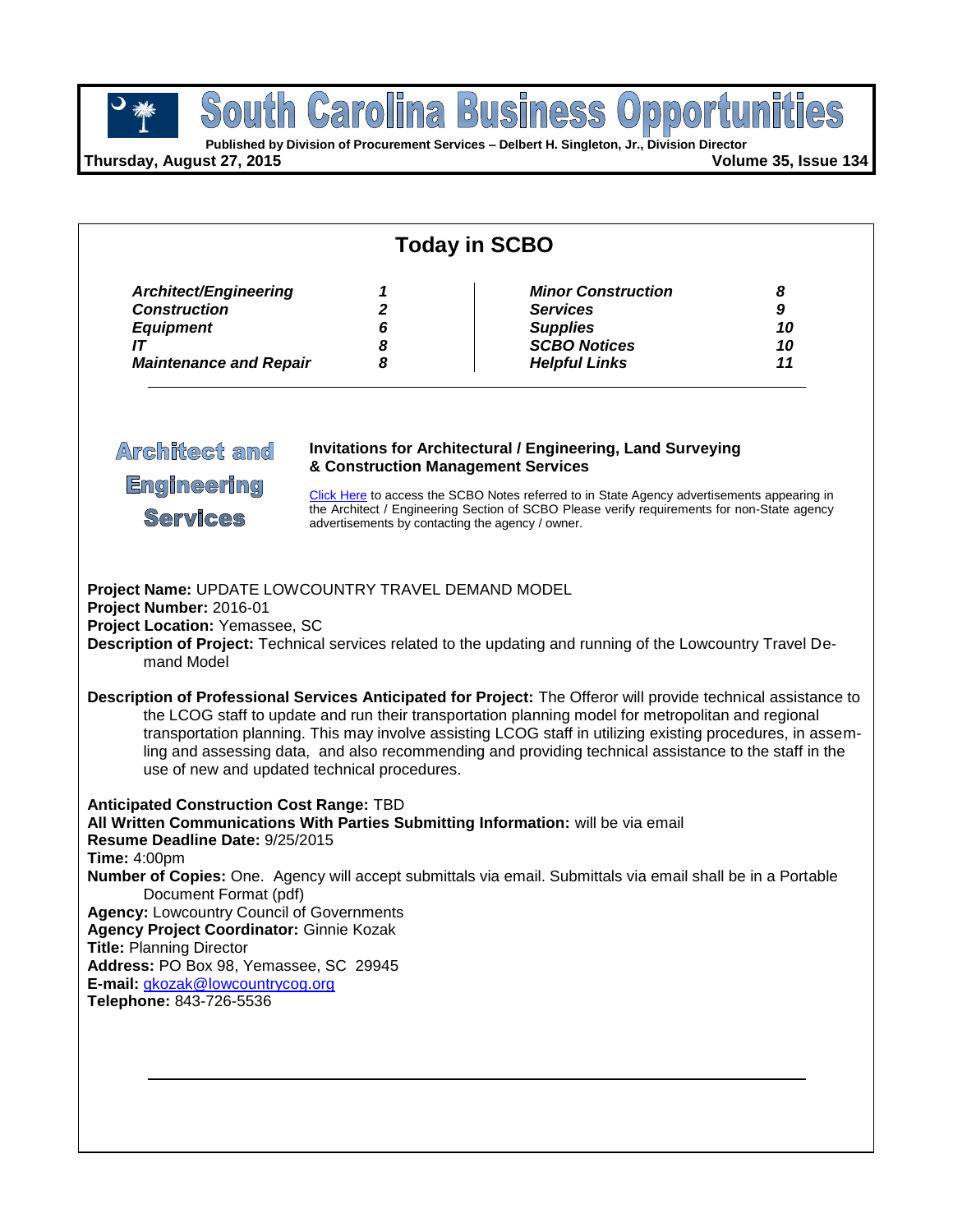# South Carolina Business Opportunities

**Published by Division of Procurement Services – Delbert H. Singleton, Jr., Division Director**

**Thursday, August 27, 2015** **Volume 35, Issue 134**

## Today in SCBO

| | | | |
|---|---|---|---|
| ***Architect/Engineering*** | ***1*** | ***Minor Construction*** | ***8*** |
| ***Construction*** | ***2*** | ***Services*** | ***9*** |
| ***Equipment*** | ***6*** | ***Supplies*** | ***10*** |
| ***IT*** | ***8*** | ***SCBO Notices*** | ***10*** |
| ***Maintenance and Repair*** | ***8*** | ***Helpful Links*** | ***11*** |

## Architect and Engineering Services

**Invitations for Architectural / Engineering, Land Surveying & Construction Management Services**

Click Here to access the SCBO Notes referred to in State Agency advertisements appearing in the Architect / Engineering Section of SCBO Please verify requirements for non-State agency advertisements by contacting the agency / owner.

**Project Name:** UPDATE LOWCOUNTRY TRAVEL DEMAND MODEL
**Project Number:** 2016-01
**Project Location:** Yemassee, SC
**Description of Project:** Technical services related to the updating and running of the Lowcountry Travel Demand Model

**Description of Professional Services Anticipated for Project:** The Offeror will provide technical assistance to the LCOG staff to update and run their transportation planning model for metropolitan and regional transportation planning. This may involve assisting LCOG staff in utilizing existing procedures, in assembling and assessing data, and also recommending and providing technical assistance to the staff in the use of new and updated technical procedures.

**Anticipated Construction Cost Range:** TBD
**All Written Communications With Parties Submitting Information:** will be via email
**Resume Deadline Date:** 9/25/2015
**Time:** 4:00pm
**Number of Copies:** One. Agency will accept submittals via email. Submittals via email shall be in a Portable Document Format (pdf)
**Agency:** Lowcountry Council of Governments
**Agency Project Coordinator:** Ginnie Kozak
**Title:** Planning Director
**Address:** PO Box 98, Yemassee, SC 29945
**E-mail:** gkozak@lowcountrycog.org
**Telephone:** 843-726-5536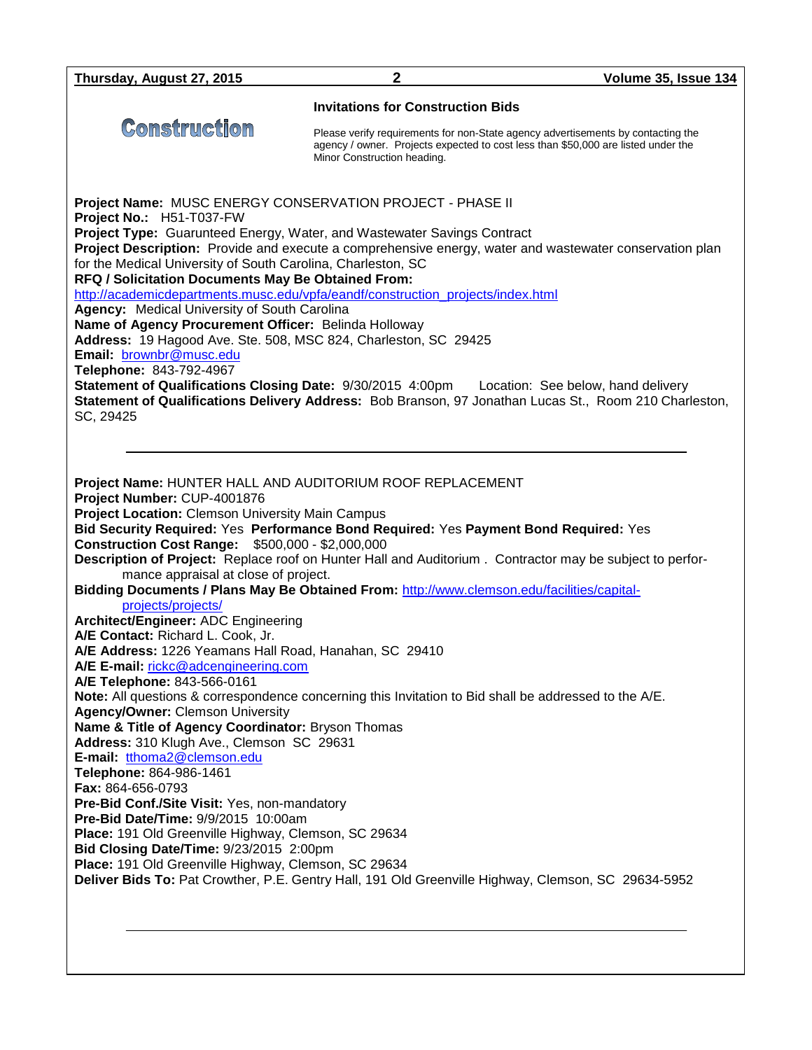# Construction

## Invitations for Construction Bids

Please verify requirements for non-State agency advertisements by contacting the agency / owner. Projects expected to cost less than $50,000 are listed under the Minor Construction heading.

**Project Name:** MUSC ENERGY CONSERVATION PROJECT - PHASE II
**Project No.:** H51-T037-FW
**Project Type:** Guarunteed Energy, Water, and Wastewater Savings Contract
**Project Description:** Provide and execute a comprehensive energy, water and wastewater conservation plan for the Medical University of South Carolina, Charleston, SC
**RFQ / Solicitation Documents May Be Obtained From:** http://academicdepartments.musc.edu/vpfa/eandf/construction_projects/index.html
**Agency:** Medical University of South Carolina
**Name of Agency Procurement Officer:** Belinda Holloway
**Address:** 19 Hagood Ave. Ste. 508, MSC 824, Charleston, SC 29425
**Email:** brownbr@musc.edu
**Telephone:** 843-792-4967
**Statement of Qualifications Closing Date:** 9/30/2015 4:00pm Location: See below, hand delivery
**Statement of Qualifications Delivery Address:** Bob Branson, 97 Jonathan Lucas St., Room 210 Charleston, SC, 29425

---

**Project Name:** HUNTER HALL AND AUDITORIUM ROOF REPLACEMENT
**Project Number:** CUP-4001876
**Project Location:** Clemson University Main Campus
**Bid Security Required:** Yes **Performance Bond Required:** Yes **Payment Bond Required:** Yes
**Construction Cost Range:** $500,000 - $2,000,000
**Description of Project:** Replace roof on Hunter Hall and Auditorium . Contractor may be subject to performance appraisal at close of project.
**Bidding Documents / Plans May Be Obtained From:** http://www.clemson.edu/facilities/capital-projects/projects/
**Architect/Engineer:** ADC Engineering
**A/E Contact:** Richard L. Cook, Jr.
**A/E Address:** 1226 Yeamans Hall Road, Hanahan, SC 29410
**A/E E-mail:** rickc@adcengineering.com
**A/E Telephone:** 843-566-0161
**Note:** All questions & correspondence concerning this Invitation to Bid shall be addressed to the A/E.
**Agency/Owner:** Clemson University
**Name & Title of Agency Coordinator:** Bryson Thomas
**Address:** 310 Klugh Ave., Clemson SC 29631
**E-mail:** tthoma2@clemson.edu
**Telephone:** 864-986-1461
**Fax:** 864-656-0793
**Pre-Bid Conf./Site Visit:** Yes, non-mandatory
**Pre-Bid Date/Time:** 9/9/2015 10:00am
**Place:** 191 Old Greenville Highway, Clemson, SC 29634
**Bid Closing Date/Time:** 9/23/2015 2:00pm
**Place:** 191 Old Greenville Highway, Clemson, SC 29634
**Deliver Bids To:** Pat Crowther, P.E. Gentry Hall, 191 Old Greenville Highway, Clemson, SC 29634-5952

---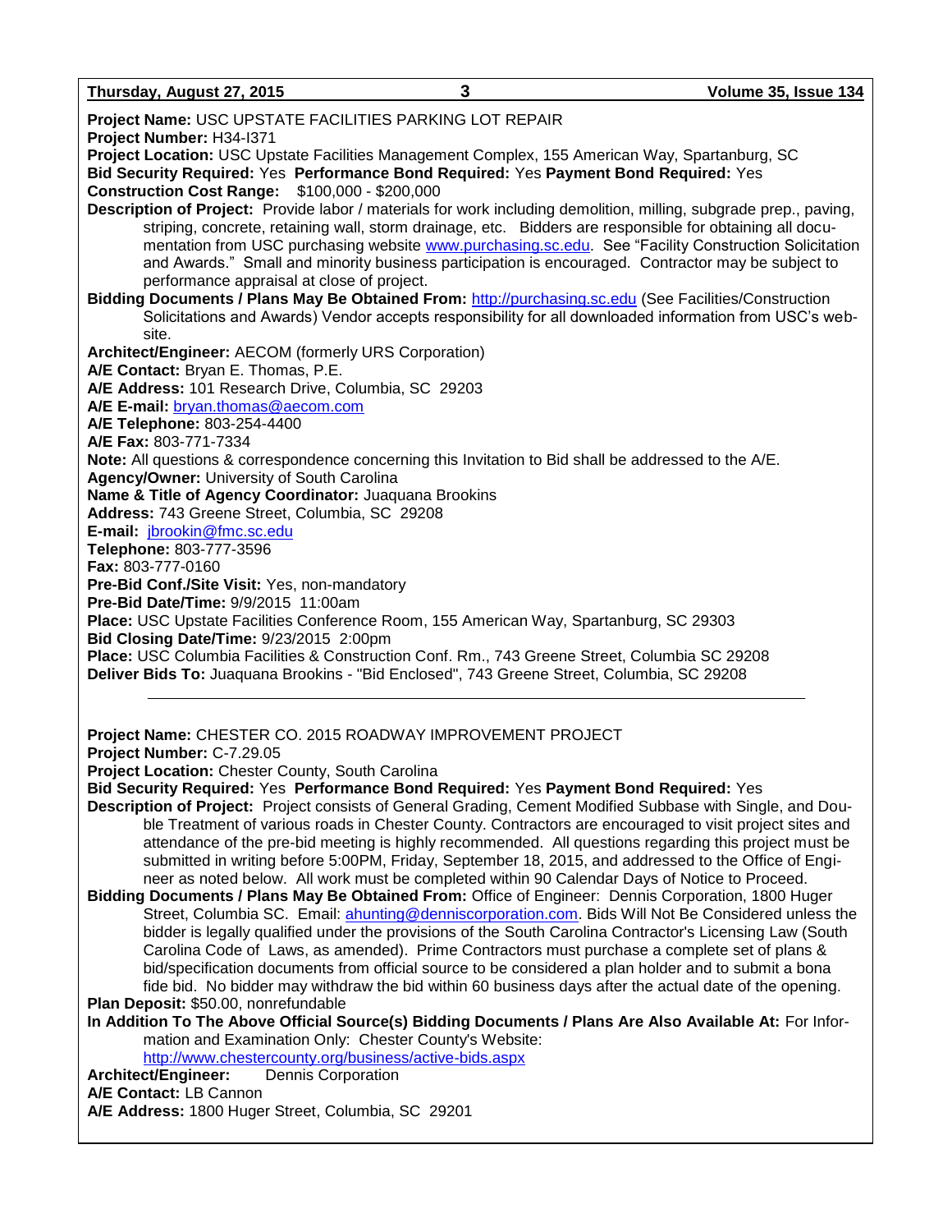**Project Name:** USC UPSTATE FACILITIES PARKING LOT REPAIR
**Project Number:** H34-I371
**Project Location:** USC Upstate Facilities Management Complex, 155 American Way, Spartanburg, SC
**Bid Security Required:** Yes **Performance Bond Required:** Yes **Payment Bond Required:** Yes
**Construction Cost Range:** $100,000 - $200,000
**Description of Project:** Provide labor / materials for work including demolition, milling, subgrade prep., paving, striping, concrete, retaining wall, storm drainage, etc. Bidders are responsible for obtaining all documentation from USC purchasing website www.purchasing.sc.edu. See "Facility Construction Solicitation and Awards." Small and minority business participation is encouraged. Contractor may be subject to performance appraisal at close of project.
**Bidding Documents / Plans May Be Obtained From:** http://purchasing.sc.edu (See Facilities/Construction Solicitations and Awards) Vendor accepts responsibility for all downloaded information from USC's website.
**Architect/Engineer:** AECOM (formerly URS Corporation)
**A/E Contact:** Bryan E. Thomas, P.E.
**A/E Address:** 101 Research Drive, Columbia, SC 29203
**A/E E-mail:** bryan.thomas@aecom.com
**A/E Telephone:** 803-254-4400
**A/E Fax:** 803-771-7334
**Note:** All questions & correspondence concerning this Invitation to Bid shall be addressed to the A/E.
**Agency/Owner:** University of South Carolina
**Name & Title of Agency Coordinator:** Juaquana Brookins
**Address:** 743 Greene Street, Columbia, SC 29208
**E-mail:** jbrookin@fmc.sc.edu
**Telephone:** 803-777-3596
**Fax:** 803-777-0160
**Pre-Bid Conf./Site Visit:** Yes, non-mandatory
**Pre-Bid Date/Time:** 9/9/2015 11:00am
**Place:** USC Upstate Facilities Conference Room, 155 American Way, Spartanburg, SC 29303
**Bid Closing Date/Time:** 9/23/2015 2:00pm
**Place:** USC Columbia Facilities & Construction Conf. Rm., 743 Greene Street, Columbia SC 29208
**Deliver Bids To:** Juaquana Brookins - "Bid Enclosed", 743 Greene Street, Columbia, SC 29208

---

**Project Name:** CHESTER CO. 2015 ROADWAY IMPROVEMENT PROJECT
**Project Number:** C-7.29.05
**Project Location:** Chester County, South Carolina
**Bid Security Required:** Yes **Performance Bond Required:** Yes **Payment Bond Required:** Yes
**Description of Project:** Project consists of General Grading, Cement Modified Subbase with Single, and Double Treatment of various roads in Chester County. Contractors are encouraged to visit project sites and attendance of the pre-bid meeting is highly recommended. All questions regarding this project must be submitted in writing before 5:00PM, Friday, September 18, 2015, and addressed to the Office of Engineer as noted below. All work must be completed within 90 Calendar Days of Notice to Proceed.
**Bidding Documents / Plans May Be Obtained From:** Office of Engineer: Dennis Corporation, 1800 Huger Street, Columbia SC. Email: ahunting@denniscorporation.com. Bids Will Not Be Considered unless the bidder is legally qualified under the provisions of the South Carolina Contractor's Licensing Law (South Carolina Code of Laws, as amended). Prime Contractors must purchase a complete set of plans & bid/specification documents from official source to be considered a plan holder and to submit a bona fide bid. No bidder may withdraw the bid within 60 business days after the actual date of the opening.
**Plan Deposit:** $50.00, nonrefundable
**In Addition To The Above Official Source(s) Bidding Documents / Plans Are Also Available At:** For Information and Examination Only: Chester County's Website: http://www.chestercounty.org/business/active-bids.aspx
**Architect/Engineer:** Dennis Corporation
**A/E Contact:** LB Cannon
**A/E Address:** 1800 Huger Street, Columbia, SC 29201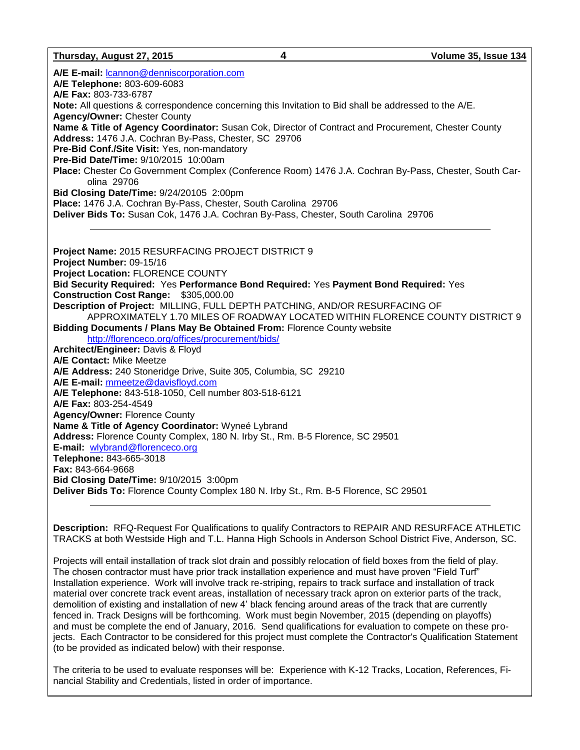**A/E E-mail:** lcannon@denniscorporation.com
**A/E Telephone:** 803-609-6083
**A/E Fax:** 803-733-6787
**Note:** All questions & correspondence concerning this Invitation to Bid shall be addressed to the A/E.
**Agency/Owner:** Chester County
**Name & Title of Agency Coordinator:** Susan Cok, Director of Contract and Procurement, Chester County
**Address:** 1476 J.A. Cochran By-Pass, Chester, SC 29706
**Pre-Bid Conf./Site Visit:** Yes, non-mandatory
**Pre-Bid Date/Time:** 9/10/2015 10:00am
**Place:** Chester Co Government Complex (Conference Room) 1476 J.A. Cochran By-Pass, Chester, South Carolina 29706
**Bid Closing Date/Time:** 9/24/20105 2:00pm
**Place:** 1476 J.A. Cochran By-Pass, Chester, South Carolina 29706
**Deliver Bids To:** Susan Cok, 1476 J.A. Cochran By-Pass, Chester, South Carolina 29706

---

**Project Name:** 2015 RESURFACING PROJECT DISTRICT 9
**Project Number:** 09-15/16
**Project Location:** FLORENCE COUNTY
**Bid Security Required:** Yes **Performance Bond Required:** Yes **Payment Bond Required:** Yes
**Construction Cost Range:** $305,000.00
**Description of Project:** MILLING, FULL DEPTH PATCHING, AND/OR RESURFACING OF APPROXIMATELY 1.70 MILES OF ROADWAY LOCATED WITHIN FLORENCE COUNTY DISTRICT 9
**Bidding Documents / Plans May Be Obtained From:** Florence County website http://florenceco.org/offices/procurement/bids/
**Architect/Engineer:** Davis & Floyd
**A/E Contact:** Mike Meetze
**A/E Address:** 240 Stoneridge Drive, Suite 305, Columbia, SC 29210
**A/E E-mail:** mmeetze@davisfloyd.com
**A/E Telephone:** 843-518-1050, Cell number 803-518-6121
**A/E Fax:** 803-254-4549
**Agency/Owner:** Florence County
**Name & Title of Agency Coordinator:** Wyneé Lybrand
**Address:** Florence County Complex, 180 N. Irby St., Rm. B-5 Florence, SC 29501
**E-mail:** wlybrand@florenceco.org
**Telephone:** 843-665-3018
**Fax:** 843-664-9668
**Bid Closing Date/Time:** 9/10/2015 3:00pm
**Deliver Bids To:** Florence County Complex 180 N. Irby St., Rm. B-5 Florence, SC 29501

---

**Description:** RFQ-Request For Qualifications to qualify Contractors to REPAIR AND RESURFACE ATHLETIC TRACKS at both Westside High and T.L. Hanna High Schools in Anderson School District Five, Anderson, SC.

Projects will entail installation of track slot drain and possibly relocation of field boxes from the field of play. The chosen contractor must have prior track installation experience and must have proven "Field Turf" Installation experience. Work will involve track re-striping, repairs to track surface and installation of track material over concrete track event areas, installation of necessary track apron on exterior parts of the track, demolition of existing and installation of new 4' black fencing around areas of the track that are currently fenced in. Track Designs will be forthcoming. Work must begin November, 2015 (depending on playoffs) and must be complete the end of January, 2016. Send qualifications for evaluation to compete on these projects. Each Contractor to be considered for this project must complete the Contractor's Qualification Statement (to be provided as indicated below) with their response.

The criteria to be used to evaluate responses will be: Experience with K-12 Tracks, Location, References, Financial Stability and Credentials, listed in order of importance.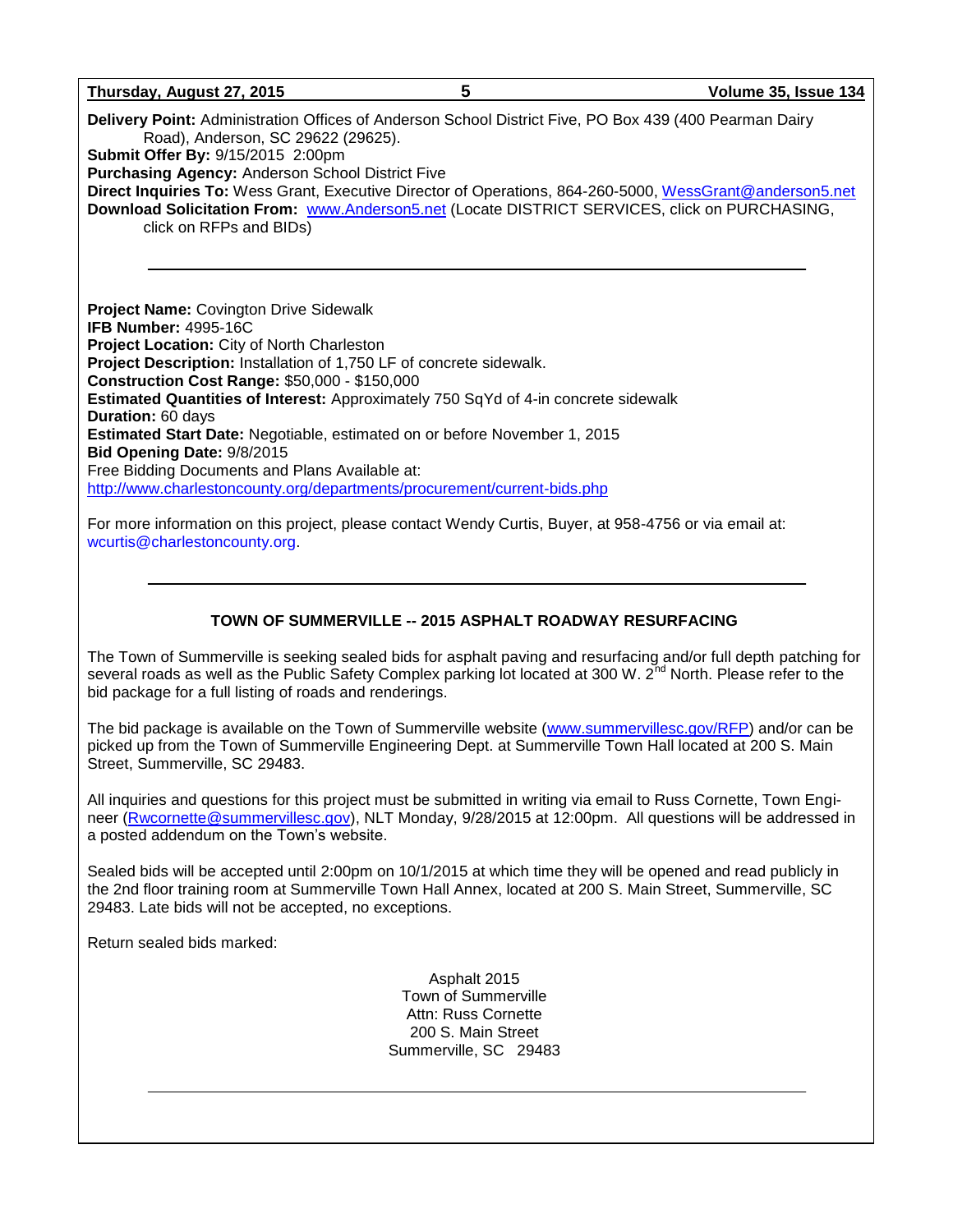**Delivery Point:** Administration Offices of Anderson School District Five, PO Box 439 (400 Pearman Dairy Road), Anderson, SC 29622 (29625).
**Submit Offer By:** 9/15/2015 2:00pm
**Purchasing Agency:** Anderson School District Five
**Direct Inquiries To:** Wess Grant, Executive Director of Operations, 864-260-5000, WessGrant@anderson5.net
**Download Solicitation From:** www.Anderson5.net (Locate DISTRICT SERVICES, click on PURCHASING, click on RFPs and BIDs)

---

**Project Name:** Covington Drive Sidewalk
**IFB Number:** 4995-16C
**Project Location:** City of North Charleston
**Project Description:** Installation of 1,750 LF of concrete sidewalk.
**Construction Cost Range:** $50,000 - $150,000
**Estimated Quantities of Interest:** Approximately 750 SqYd of 4-in concrete sidewalk
**Duration:** 60 days
**Estimated Start Date:** Negotiable, estimated on or before November 1, 2015
**Bid Opening Date:** 9/8/2015
Free Bidding Documents and Plans Available at:
http://www.charlestoncounty.org/departments/procurement/current-bids.php

For more information on this project, please contact Wendy Curtis, Buyer, at 958-4756 or via email at: wcurtis@charlestoncounty.org.

---

**TOWN OF SUMMERVILLE -- 2015 ASPHALT ROADWAY RESURFACING**

The Town of Summerville is seeking sealed bids for asphalt paving and resurfacing and/or full depth patching for several roads as well as the Public Safety Complex parking lot located at 300 W. 2nd North. Please refer to the bid package for a full listing of roads and renderings.

The bid package is available on the Town of Summerville website (www.summervillesc.gov/RFP) and/or can be picked up from the Town of Summerville Engineering Dept. at Summerville Town Hall located at 200 S. Main Street, Summerville, SC 29483.

All inquiries and questions for this project must be submitted in writing via email to Russ Cornette, Town Engineer (Rwcornette@summervillesc.gov), NLT Monday, 9/28/2015 at 12:00pm. All questions will be addressed in a posted addendum on the Town's website.

Sealed bids will be accepted until 2:00pm on 10/1/2015 at which time they will be opened and read publicly in the 2nd floor training room at Summerville Town Hall Annex, located at 200 S. Main Street, Summerville, SC 29483. Late bids will not be accepted, no exceptions.

Return sealed bids marked:

Asphalt 2015
Town of Summerville
Attn: Russ Cornette
200 S. Main Street
Summerville, SC 29483

---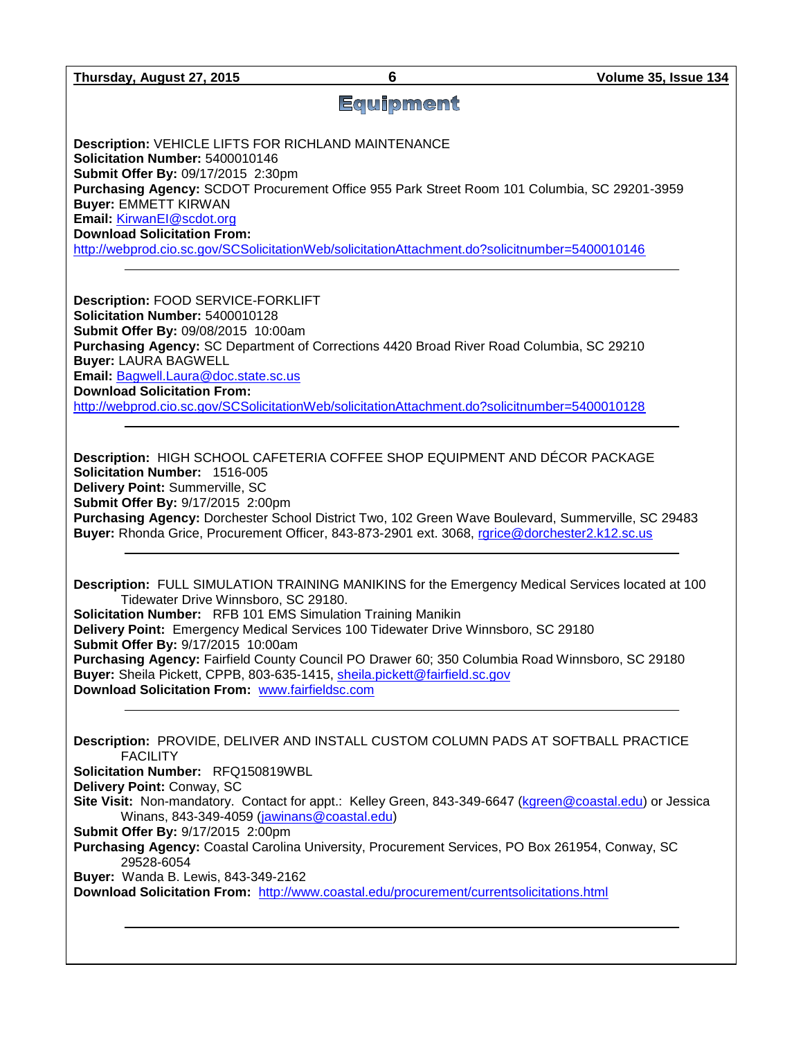# Equipment

**Description:** VEHICLE LIFTS FOR RICHLAND MAINTENANCE
**Solicitation Number:** 5400010146
**Submit Offer By:** 09/17/2015 2:30pm
**Purchasing Agency:** SCDOT Procurement Office 955 Park Street Room 101 Columbia, SC 29201-3959
**Buyer:** EMMETT KIRWAN
**Email:** KirwanEI@scdot.org
**Download Solicitation From:**
http://webprod.cio.sc.gov/SCSolicitationWeb/solicitationAttachment.do?solicitnumber=5400010146

---

**Description:** FOOD SERVICE-FORKLIFT
**Solicitation Number:** 5400010128
**Submit Offer By:** 09/08/2015 10:00am
**Purchasing Agency:** SC Department of Corrections 4420 Broad River Road Columbia, SC 29210
**Buyer:** LAURA BAGWELL
**Email:** Bagwell.Laura@doc.state.sc.us
**Download Solicitation From:**
http://webprod.cio.sc.gov/SCSolicitationWeb/solicitationAttachment.do?solicitnumber=5400010128

---

**Description:** HIGH SCHOOL CAFETERIA COFFEE SHOP EQUIPMENT AND DÉCOR PACKAGE
**Solicitation Number:** 1516-005
**Delivery Point:** Summerville, SC
**Submit Offer By:** 9/17/2015 2:00pm
**Purchasing Agency:** Dorchester School District Two, 102 Green Wave Boulevard, Summerville, SC 29483
**Buyer:** Rhonda Grice, Procurement Officer, 843-873-2901 ext. 3068, rgrice@dorchester2.k12.sc.us

---

**Description:** FULL SIMULATION TRAINING MANIKINS for the Emergency Medical Services located at 100 Tidewater Drive Winnsboro, SC 29180.
**Solicitation Number:** RFB 101 EMS Simulation Training Manikin
**Delivery Point:** Emergency Medical Services 100 Tidewater Drive Winnsboro, SC 29180
**Submit Offer By:** 9/17/2015 10:00am
**Purchasing Agency:** Fairfield County Council PO Drawer 60; 350 Columbia Road Winnsboro, SC 29180
**Buyer:** Sheila Pickett, CPPB, 803-635-1415, sheila.pickett@fairfield.sc.gov
**Download Solicitation From:** www.fairfieldsc.com

---

**Description:** PROVIDE, DELIVER AND INSTALL CUSTOM COLUMN PADS AT SOFTBALL PRACTICE FACILITY
**Solicitation Number:** RFQ150819WBL
**Delivery Point:** Conway, SC
**Site Visit:** Non-mandatory. Contact for appt.: Kelley Green, 843-349-6647 (kgreen@coastal.edu) or Jessica Winans, 843-349-4059 (jawinans@coastal.edu)
**Submit Offer By:** 9/17/2015 2:00pm
**Purchasing Agency:** Coastal Carolina University, Procurement Services, PO Box 261954, Conway, SC 29528-6054
**Buyer:** Wanda B. Lewis, 843-349-2162
**Download Solicitation From:** http://www.coastal.edu/procurement/currentsolicitations.html

---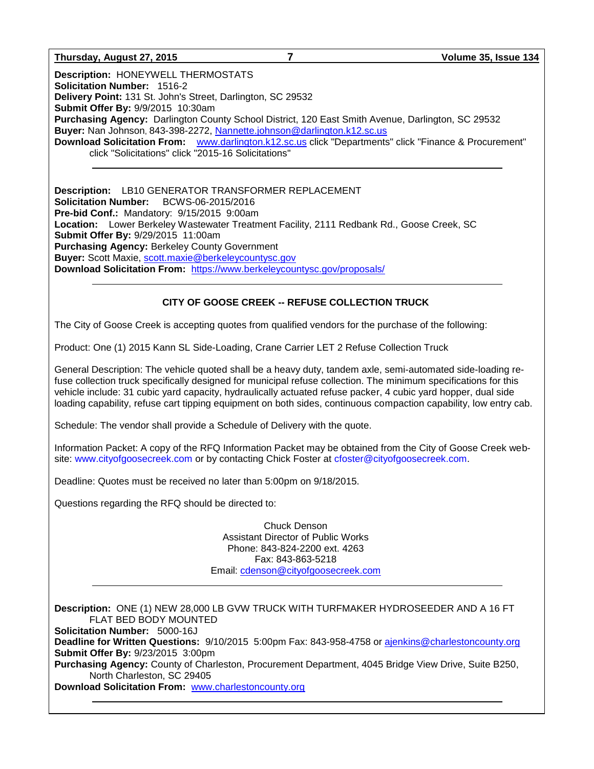**Description:** HONEYWELL THERMOSTATS
**Solicitation Number:** 1516-2
**Delivery Point:** 131 St. John's Street, Darlington, SC 29532
**Submit Offer By:** 9/9/2015 10:30am
**Purchasing Agency:** Darlington County School District, 120 East Smith Avenue, Darlington, SC 29532
**Buyer:** Nan Johnson, 843-398-2272, Nannette.johnson@darlington.k12.sc.us
**Download Solicitation From:** www.darlington.k12.sc.us click "Departments" click "Finance & Procurement" click "Solicitations" click "2015-16 Solicitations"

---

**Description:** LB10 GENERATOR TRANSFORMER REPLACEMENT
**Solicitation Number:** BCWS-06-2015/2016
**Pre-bid Conf.:** Mandatory: 9/15/2015 9:00am
**Location:** Lower Berkeley Wastewater Treatment Facility, 2111 Redbank Rd., Goose Creek, SC
**Submit Offer By:** 9/29/2015 11:00am
**Purchasing Agency:** Berkeley County Government
**Buyer:** Scott Maxie, scott.maxie@berkeleycountysc.gov
**Download Solicitation From:** https://www.berkeleycountysc.gov/proposals/

---

**CITY OF GOOSE CREEK -- REFUSE COLLECTION TRUCK**

The City of Goose Creek is accepting quotes from qualified vendors for the purchase of the following:

Product: One (1) 2015 Kann SL Side-Loading, Crane Carrier LET 2 Refuse Collection Truck

General Description: The vehicle quoted shall be a heavy duty, tandem axle, semi-automated side-loading refuse collection truck specifically designed for municipal refuse collection. The minimum specifications for this vehicle include: 31 cubic yard capacity, hydraulically actuated refuse packer, 4 cubic yard hopper, dual side loading capability, refuse cart tipping equipment on both sides, continuous compaction capability, low entry cab.

Schedule: The vendor shall provide a Schedule of Delivery with the quote.

Information Packet: A copy of the RFQ Information Packet may be obtained from the City of Goose Creek website: www.cityofgoosecreek.com or by contacting Chick Foster at cfoster@cityofgoosecreek.com.

Deadline: Quotes must be received no later than 5:00pm on 9/18/2015.

Questions regarding the RFQ should be directed to:

Chuck Denson
Assistant Director of Public Works
Phone: 843-824-2200 ext. 4263
Fax: 843-863-5218
Email: cdenson@cityofgoosecreek.com

---

**Description:** ONE (1) NEW 28,000 LB GVW TRUCK WITH TURFMAKER HYDROSEEDER AND A 16 FT FLAT BED BODY MOUNTED
**Solicitation Number:** 5000-16J
**Deadline for Written Questions:** 9/10/2015 5:00pm Fax: 843-958-4758 or ajenkins@charlestoncounty.org
**Submit Offer By:** 9/23/2015 3:00pm
**Purchasing Agency:** County of Charleston, Procurement Department, 4045 Bridge View Drive, Suite B250, North Charleston, SC 29405
**Download Solicitation From:** www.charlestoncounty.org

---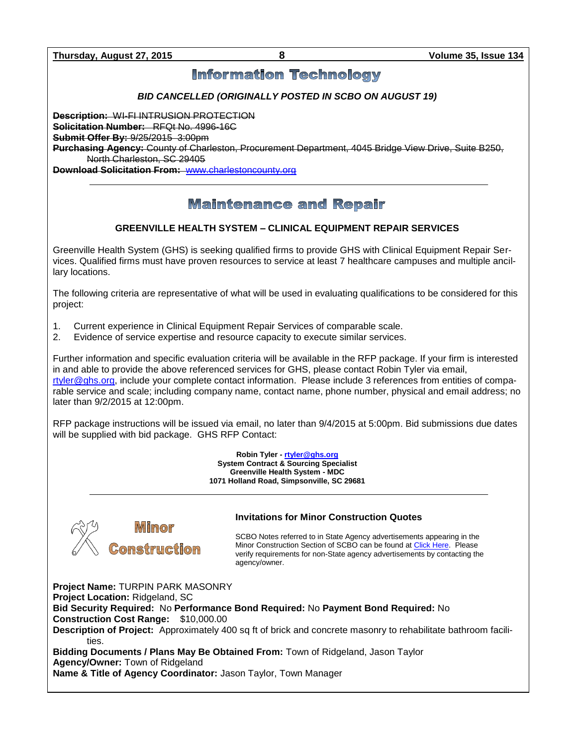# Information Technology

***BID CANCELLED (ORIGINALLY POSTED IN SCBO ON AUGUST 19)***

~~**Description:** WI-FI INTRUSION PROTECTION~~
~~**Solicitation Number:** RFQt No. 4996-16C~~
~~**Submit Offer By:** 9/25/2015 3:00pm~~
~~**Purchasing Agency:** County of Charleston, Procurement Department, 4045 Bridge View Drive, Suite B250, North Charleston, SC 29405~~
~~**Download Solicitation From:** www.charlestoncounty.org~~

---

# Maintenance and Repair

**GREENVILLE HEALTH SYSTEM – CLINICAL EQUIPMENT REPAIR SERVICES**

Greenville Health System (GHS) is seeking qualified firms to provide GHS with Clinical Equipment Repair Services. Qualified firms must have proven resources to service at least 7 healthcare campuses and multiple ancillary locations.

The following criteria are representative of what will be used in evaluating qualifications to be considered for this project:

1. Current experience in Clinical Equipment Repair Services of comparable scale.
2. Evidence of service expertise and resource capacity to execute similar services.

Further information and specific evaluation criteria will be available in the RFP package. If your firm is interested in and able to provide the above referenced services for GHS, please contact Robin Tyler via email, rtyler@ghs.org, include your complete contact information. Please include 3 references from entities of comparable service and scale; including company name, contact name, phone number, physical and email address; no later than 9/2/2015 at 12:00pm.

RFP package instructions will be issued via email, no later than 9/4/2015 at 5:00pm. Bid submissions due dates will be supplied with bid package. GHS RFP Contact:

**Robin Tyler - rtyler@ghs.org**
**System Contract & Sourcing Specialist**
**Greenville Health System - MDC**
**1071 Holland Road, Simpsonville, SC 29681**

---

# Minor Construction

**Invitations for Minor Construction Quotes**

SCBO Notes referred to in State Agency advertisements appearing in the Minor Construction Section of SCBO can be found at Click Here. Please verify requirements for non-State agency advertisements by contacting the agency/owner.

**Project Name:** TURPIN PARK MASONRY
**Project Location:** Ridgeland, SC
**Bid Security Required:** No **Performance Bond Required:** No **Payment Bond Required:** No
**Construction Cost Range:** $10,000.00
**Description of Project:** Approximately 400 sq ft of brick and concrete masonry to rehabilitate bathroom facilities.
**Bidding Documents / Plans May Be Obtained From:** Town of Ridgeland, Jason Taylor
**Agency/Owner:** Town of Ridgeland
**Name & Title of Agency Coordinator:** Jason Taylor, Town Manager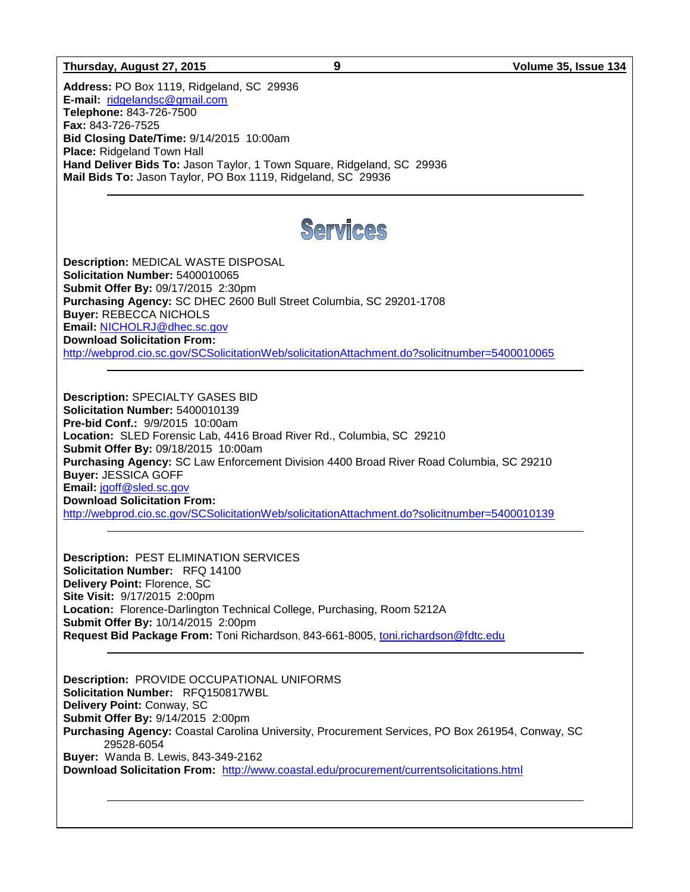**Address:** PO Box 1119, Ridgeland, SC 29936
**E-mail:** ridgelandsc@gmail.com
**Telephone:** 843-726-7500
**Fax:** 843-726-7525
**Bid Closing Date/Time:** 9/14/2015 10:00am
**Place:** Ridgeland Town Hall
**Hand Deliver Bids To:** Jason Taylor, 1 Town Square, Ridgeland, SC 29936
**Mail Bids To:** Jason Taylor, PO Box 1119, Ridgeland, SC 29936

---

# Services

**Description:** MEDICAL WASTE DISPOSAL
**Solicitation Number:** 5400010065
**Submit Offer By:** 09/17/2015 2:30pm
**Purchasing Agency:** SC DHEC 2600 Bull Street Columbia, SC 29201-1708
**Buyer:** REBECCA NICHOLS
**Email:** NICHOLRJ@dhec.sc.gov
**Download Solicitation From:**
http://webprod.cio.sc.gov/SCSolicitationWeb/solicitationAttachment.do?solicitnumber=5400010065

---

**Description:** SPECIALTY GASES BID
**Solicitation Number:** 5400010139
**Pre-bid Conf.:** 9/9/2015 10:00am
**Location:** SLED Forensic Lab, 4416 Broad River Rd., Columbia, SC 29210
**Submit Offer By:** 09/18/2015 10:00am
**Purchasing Agency:** SC Law Enforcement Division 4400 Broad River Road Columbia, SC 29210
**Buyer:** JESSICA GOFF
**Email:** jgoff@sled.sc.gov
**Download Solicitation From:**
http://webprod.cio.sc.gov/SCSolicitationWeb/solicitationAttachment.do?solicitnumber=5400010139

---

**Description:** PEST ELIMINATION SERVICES
**Solicitation Number:** RFQ 14100
**Delivery Point:** Florence, SC
**Site Visit:** 9/17/2015 2:00pm
**Location:** Florence-Darlington Technical College, Purchasing, Room 5212A
**Submit Offer By:** 10/14/2015 2:00pm
**Request Bid Package From:** Toni Richardson, 843-661-8005, toni.richardson@fdtc.edu

---

**Description:** PROVIDE OCCUPATIONAL UNIFORMS
**Solicitation Number:** RFQ150817WBL
**Delivery Point:** Conway, SC
**Submit Offer By:** 9/14/2015 2:00pm
**Purchasing Agency:** Coastal Carolina University, Procurement Services, PO Box 261954, Conway, SC 29528-6054
**Buyer:** Wanda B. Lewis, 843-349-2162
**Download Solicitation From:** http://www.coastal.edu/procurement/currentsolicitations.html

---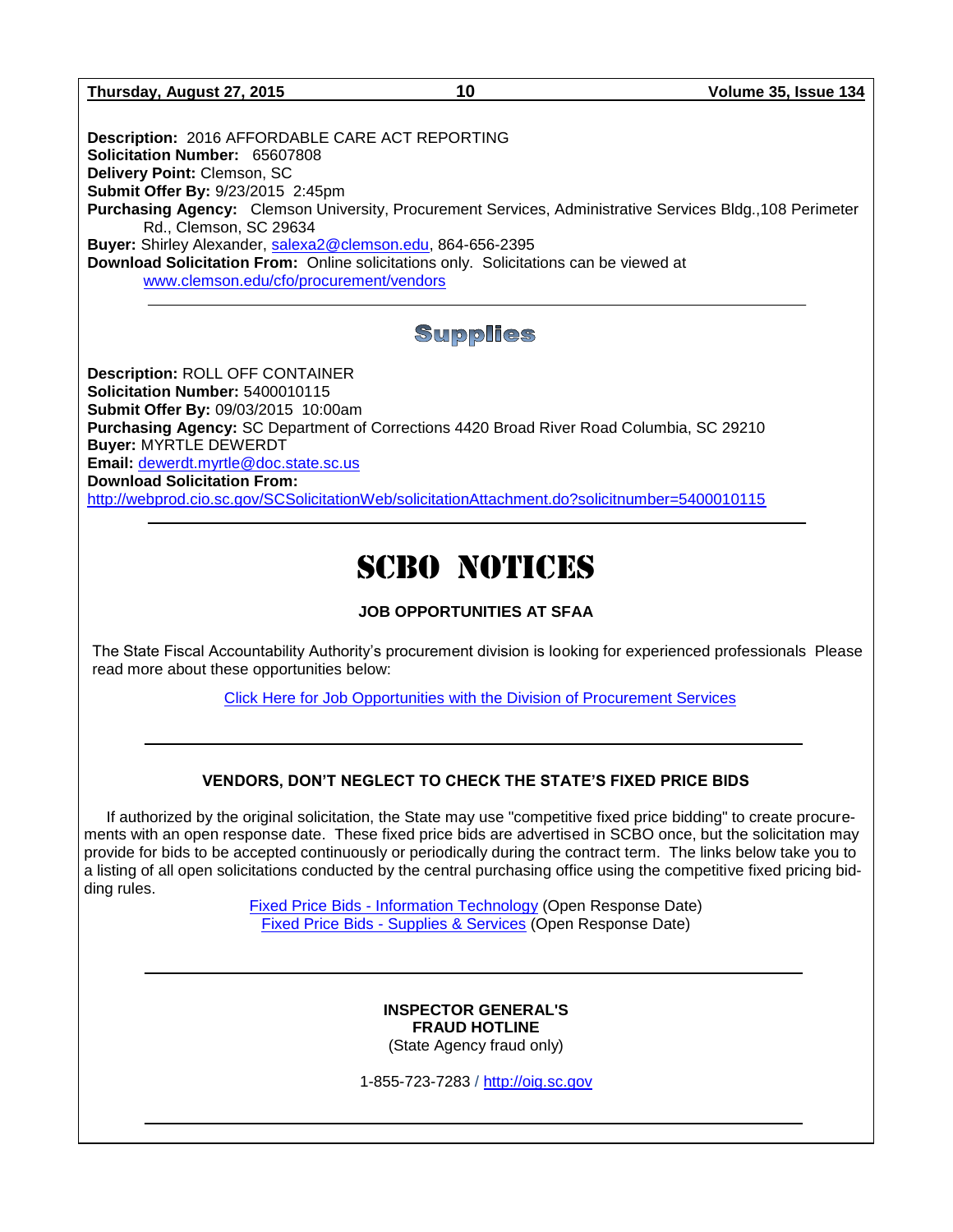**Description:** 2016 AFFORDABLE CARE ACT REPORTING
**Solicitation Number:** 65607808
**Delivery Point:** Clemson, SC
**Submit Offer By:** 9/23/2015 2:45pm
**Purchasing Agency:** Clemson University, Procurement Services, Administrative Services Bldg.,108 Perimeter Rd., Clemson, SC 29634
**Buyer:** Shirley Alexander, salexa2@clemson.edu, 864-656-2395
**Download Solicitation From:** Online solicitations only. Solicitations can be viewed at www.clemson.edu/cfo/procurement/vendors

---

## Supplies

**Description:** ROLL OFF CONTAINER
**Solicitation Number:** 5400010115
**Submit Offer By:** 09/03/2015 10:00am
**Purchasing Agency:** SC Department of Corrections 4420 Broad River Road Columbia, SC 29210
**Buyer:** MYRTLE DEWERDT
**Email:** dewerdt.myrtle@doc.state.sc.us
**Download Solicitation From:**
http://webprod.cio.sc.gov/SCSolicitationWeb/solicitationAttachment.do?solicitnumber=5400010115

---

# SCBO NOTICES

### JOB OPPORTUNITIES AT SFAA

The State Fiscal Accountability Authority's procurement division is looking for experienced professionals Please read more about these opportunities below:

Click Here for Job Opportunities with the Division of Procurement Services

---

### VENDORS, DON'T NEGLECT TO CHECK THE STATE'S FIXED PRICE BIDS

If authorized by the original solicitation, the State may use "competitive fixed price bidding" to create procurements with an open response date. These fixed price bids are advertised in SCBO once, but the solicitation may provide for bids to be accepted continuously or periodically during the contract term. The links below take you to a listing of all open solicitations conducted by the central purchasing office using the competitive fixed pricing bidding rules.

Fixed Price Bids - Information Technology (Open Response Date)
Fixed Price Bids - Supplies & Services (Open Response Date)

---

**INSPECTOR GENERAL'S**
**FRAUD HOTLINE**
(State Agency fraud only)

1-855-723-7283 / http://oig.sc.gov

---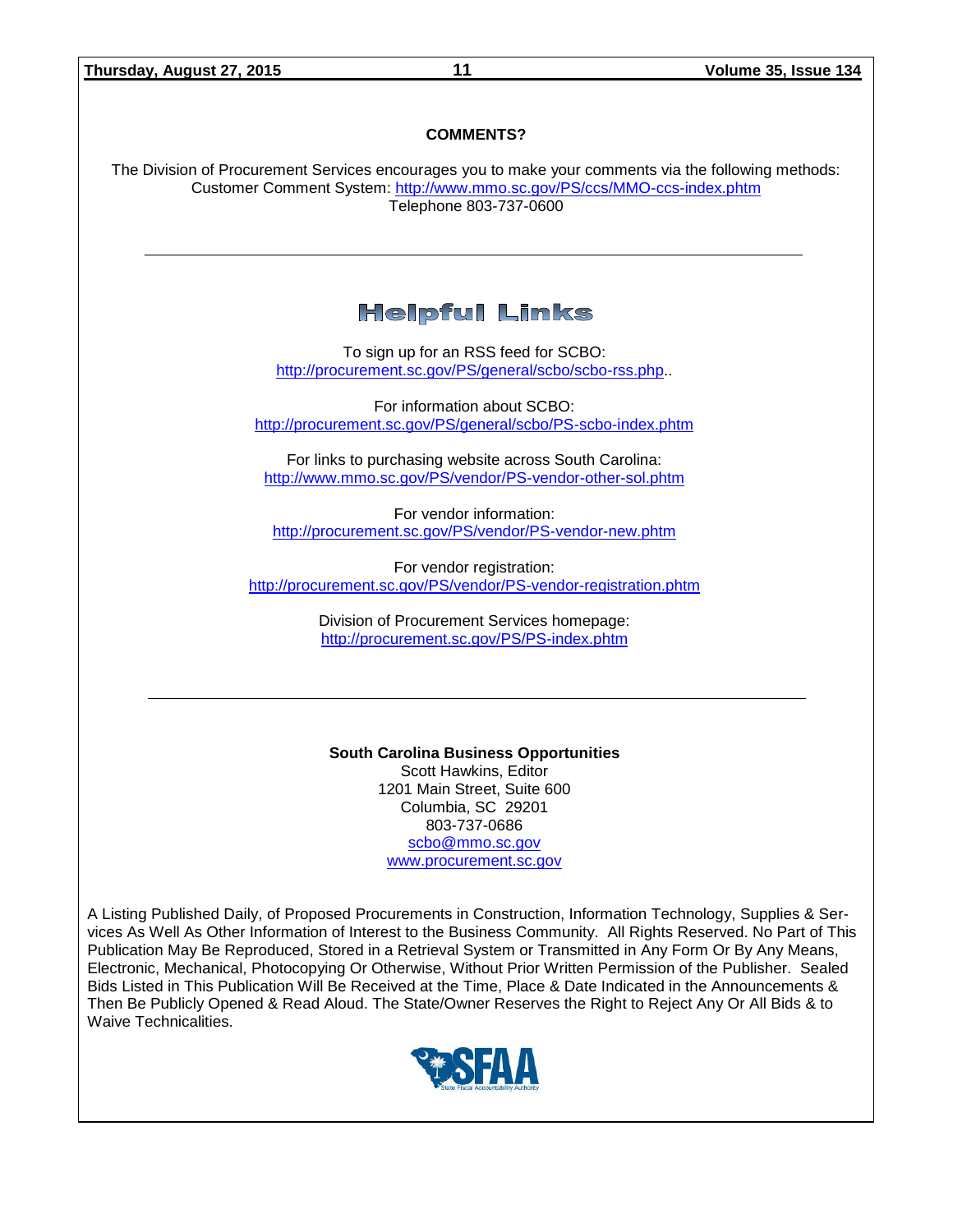**COMMENTS?**

The Division of Procurement Services encourages you to make your comments via the following methods:
Customer Comment System: http://www.mmo.sc.gov/PS/ccs/MMO-ccs-index.phtm
Telephone 803-737-0600

---

## Helpful Links

To sign up for an RSS feed for SCBO:
http://procurement.sc.gov/PS/general/scbo/scbo-rss.php..

For information about SCBO:
http://procurement.sc.gov/PS/general/scbo/PS-scbo-index.phtm

For links to purchasing website across South Carolina:
http://www.mmo.sc.gov/PS/vendor/PS-vendor-other-sol.phtm

For vendor information:
http://procurement.sc.gov/PS/vendor/PS-vendor-new.phtm

For vendor registration:
http://procurement.sc.gov/PS/vendor/PS-vendor-registration.phtm

Division of Procurement Services homepage:
http://procurement.sc.gov/PS/PS-index.phtm

---

**South Carolina Business Opportunities**
Scott Hawkins, Editor
1201 Main Street, Suite 600
Columbia, SC 29201
803-737-0686
scbo@mmo.sc.gov
www.procurement.sc.gov

A Listing Published Daily, of Proposed Procurements in Construction, Information Technology, Supplies & Services As Well As Other Information of Interest to the Business Community. All Rights Reserved. No Part of This Publication May Be Reproduced, Stored in a Retrieval System or Transmitted in Any Form Or By Any Means, Electronic, Mechanical, Photocopying Or Otherwise, Without Prior Written Permission of the Publisher. Sealed Bids Listed in This Publication Will Be Received at the Time, Place & Date Indicated in the Announcements & Then Be Publicly Opened & Read Aloud. The State/Owner Reserves the Right to Reject Any Or All Bids & to Waive Technicalities.

SFAA
State Fiscal Accountability Authority